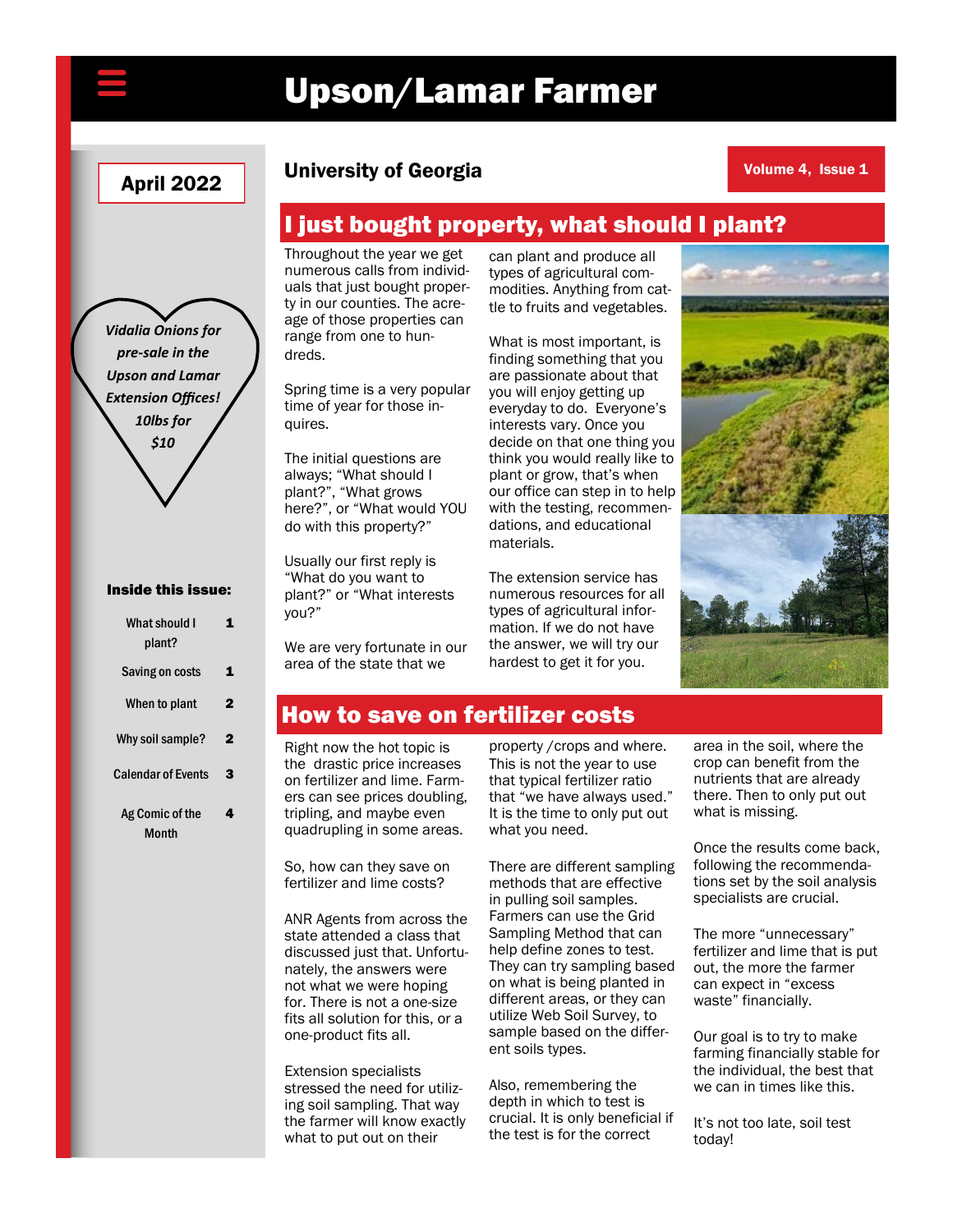# Upson/Lamar Farmer

**April 2022**

**University of Georgia**

*Vidalia Onions for pre-sale in the Upson and Lamar Extension Offices! 10lbs for $10*

**Inside this issue:**

| | |
|---|---|
| What should I plant? | 1 |
| Saving on costs | 1 |
| When to plant | 2 |
| Why soil sample? | 2 |
| Calendar of Events | 3 |
| Ag Comic of the Month | 4 |

## I just bought property, what should I plant?

Throughout the year we get numerous calls from individuals that just bought property in our counties. The acreage of those properties can range from one to hundreds.

Spring time is a very popular time of year for those inquires.

The initial questions are always; "What should I plant?", "What grows here?", or "What would YOU do with this property?"

Usually our first reply is "What do you want to plant?" or "What interests you?"

We are very fortunate in our area of the state that we can plant and produce all types of agricultural commodities. Anything from cattle to fruits and vegetables.

What is most important, is finding something that you are passionate about that you will enjoy getting up everyday to do. Everyone's interests vary. Once you decide on that one thing you think you would really like to plant or grow, that's when our office can step in to help with the testing, recommendations, and educational materials.

The extension service has numerous resources for all types of agricultural information. If we do not have the answer, we will try our hardest to get it for you.

## How to save on fertilizer costs

Right now the hot topic is the drastic price increases on fertilizer and lime. Farmers can see prices doubling, tripling, and maybe even quadrupling in some areas.

So, how can they save on fertilizer and lime costs?

ANR Agents from across the state attended a class that discussed just that. Unfortunately, the answers were not what we were hoping for. There is not a one-size fits all solution for this, or a one-product fits all.

Extension specialists stressed the need for utilizing soil sampling. That way the farmer will know exactly what to put out on their property /crops and where. This is not the year to use that typical fertilizer ratio that "we have always used." It is the time to only put out what you need.

There are different sampling methods that are effective in pulling soil samples. Farmers can use the Grid Sampling Method that can help define zones to test. They can try sampling based on what is being planted in different areas, or they can utilize Web Soil Survey, to sample based on the different soils types.

Also, remembering the depth in which to test is crucial. It is only beneficial if the test is for the correct area in the soil, where the crop can benefit from the nutrients that are already there. Then to only put out what is missing.

Once the results come back, following the recommendations set by the soil analysis specialists are crucial.

The more "unnecessary" fertilizer and lime that is put out, the more the farmer can expect in "excess waste" financially.

Our goal is to try to make farming financially stable for the individual, the best that we can in times like this.

It's not too late, soil test today!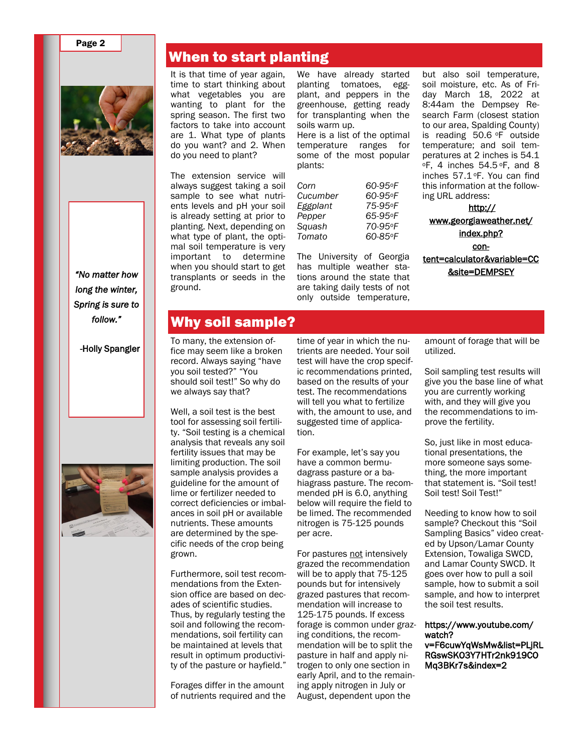## When to start planting

It is that time of year again, time to start thinking about what vegetables you are wanting to plant for the spring season. The first two factors to take into account are 1. What type of plants do you want? and 2. When do you need to plant?

The extension service will always suggest taking a soil sample to see what nutrients levels and pH your soil is already setting at prior to planting. Next, depending on what type of plant, the optimal soil temperature is very important to determine when you should start to get transplants or seeds in the ground.

We have already started planting tomatoes, eggplant, and peppers in the greenhouse, getting ready for transplanting when the soils warm up.

Here is a list of the optimal temperature ranges for some of the most popular plants:

| | |
|---|---|
| *Corn* | *60-95°F* |
| *Cucumber* | *60-95°F* |
| *Eggplant* | *75-95°F* |
| *Pepper* | *65-95°F* |
| *Squash* | *70-95°F* |
| *Tomato* | *60-85°F* |

The University of Georgia has multiple weather stations around the state that are taking daily tests of not only outside temperature, but also soil temperature, soil moisture, etc. As of Friday March 18, 2022 at 8:44am the Dempsey Research Farm (closest station to our area, Spalding County) is reading 50.6 °F outside temperature; and soil temperatures at 2 inches is 54.1 °F, 4 inches 54.5 °F, and 8 inches 57.1 °F. You can find this information at the following URL address:

http://www.georgiaweather.net/index.php?content=calculator&variable=CC&site=DEMPSEY

*"No matter how long the winter, Spring is sure to follow."*

-Holly Spangler

## Why soil sample?

To many, the extension office may seem like a broken record. Always saying "have you soil tested?" "You should soil test!" So why do we always say that?

Well, a soil test is the best tool for assessing soil fertility. "Soil testing is a chemical analysis that reveals any soil fertility issues that may be limiting production. The soil sample analysis provides a guideline for the amount of lime or fertilizer needed to correct deficiencies or imbalances in soil pH or available nutrients. These amounts are determined by the specific needs of the crop being grown.

Furthermore, soil test recommendations from the Extension office are based on decades of scientific studies. Thus, by regularly testing the soil and following the recommendations, soil fertility can be maintained at levels that result in optimum productivity of the pasture or hayfield."

Forages differ in the amount of nutrients required and the time of year in which the nutrients are needed. Your soil test will have the crop specific recommendations printed, based on the results of your test. The recommendations will tell you what to fertilize with, the amount to use, and suggested time of application.

For example, let's say you have a common bermudagrass pasture or a bahiagrass pasture. The recommended pH is 6.0, anything below will require the field to be limed. The recommended nitrogen is 75-125 pounds per acre.

For pastures not intensively grazed the recommendation will be to apply that 75-125 pounds but for intensively grazed pastures that recommendation will increase to 125-175 pounds. If excess forage is common under grazing conditions, the recommendation will be to split the pasture in half and apply nitrogen to only one section in early April, and to the remaining apply nitrogen in July or August, dependent upon the amount of forage that will be utilized.

Soil sampling test results will give you the base line of what you are currently working with, and they will give you the recommendations to improve the fertility.

So, just like in most educational presentations, the more someone says something, the more important that statement is. "Soil test! Soil test! Soil Test!"

Needing to know how to soil sample? Checkout this "Soil Sampling Basics" video created by Upson/Lamar County Extension, Towaliga SWCD, and Lamar County SWCD. It goes over how to pull a soil sample, how to submit a soil sample, and how to interpret the soil test results.

**https://www.youtube.com/watch?v=F6cuwYqWsMw&list=PLjRLRGswSKO3Y7HTr2nk919COMq3BKr7s&index=2**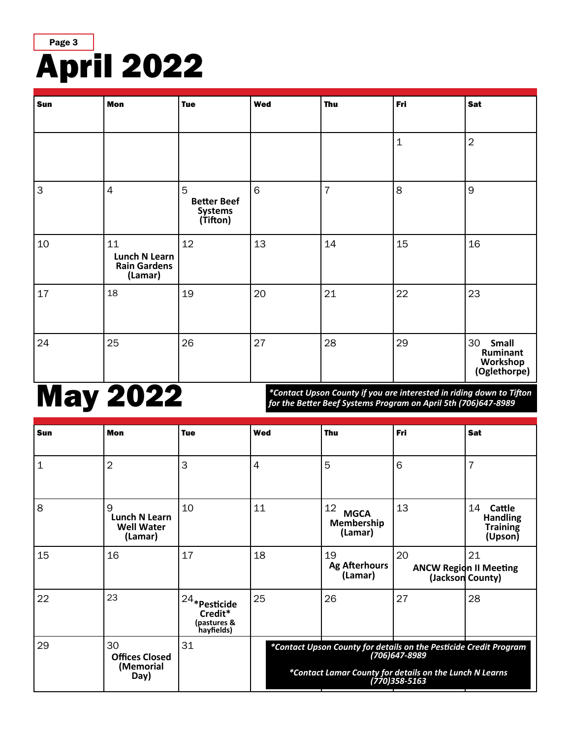# April 2022

| Sun | Mon | Tue | Wed | Thu | Fri | Sat |
|---|---|---|---|---|---|---|
| | | | | | 1 | 2 |
| 3 | 4 | 5 **Better Beef Systems (Tifton)** | 6 | 7 | 8 | 9 |
| 10 | 11 **Lunch N Learn Rain Gardens (Lamar)** | 12 | 13 | 14 | 15 | 16 |
| 17 | 18 | 19 | 20 | 21 | 22 | 23 |
| 24 | 25 | 26 | 27 | 28 | 29 | 30 **Small Ruminant Workshop (Oglethorpe)** |

***Contact Upson County if you are interested in riding down to Tifton for the Better Beef Systems Program on April 5th (706)647-8989***

# May 2022

| Sun | Mon | Tue | Wed | Thu | Fri | Sat |
|---|---|---|---|---|---|---|
| 1 | 2 | 3 | 4 | 5 | 6 | 7 |
| 8 | 9 **Lunch N Learn Well Water (Lamar)** | 10 | 11 | 12 **MGCA Membership (Lamar)** | 13 | 14 **Cattle Handling Training (Upson)** |
| 15 | 16 | 17 | 18 | 19 **Ag Afterhours (Lamar)** | 20 **ANCW Region II Meeting (Jackson County)** | 21 |
| 22 | 23 | 24 ***Pesticide Credit*** **(pastures & hayfields)** | 25 | 26 | 27 | 28 |
| 29 | 30 **Offices Closed (Memorial Day)** | 31 | | | | |

***Contact Upson County for details on the Pesticide Credit Program (706)647-8989***

***Contact Lamar County for details on the Lunch N Learns (770)358-5163***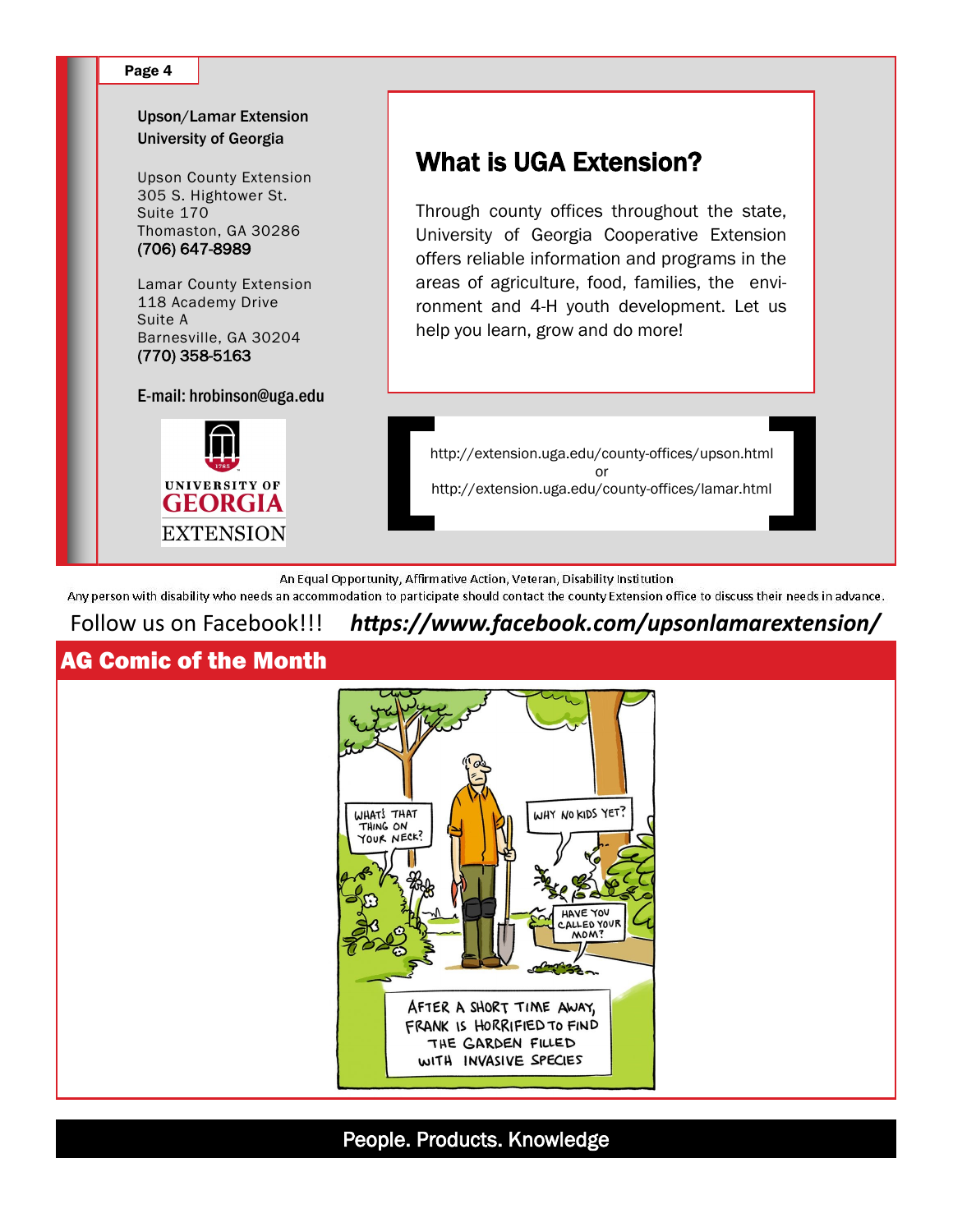Upson/Lamar Extension
University of Georgia

Upson County Extension
305 S. Hightower St.
Suite 170
Thomaston, GA 30286
(706) 647-8989

Lamar County Extension
118 Academy Drive
Suite A
Barnesville, GA 30204
(770) 358-5163

E-mail: hrobinson@uga.edu

UNIVERSITY OF GEORGIA EXTENSION

## What is UGA Extension?

Through county offices throughout the state, University of Georgia Cooperative Extension offers reliable information and programs in the areas of agriculture, food, families, the environment and 4-H youth development. Let us help you learn, grow and do more!

http://extension.uga.edu/county-offices/upson.html
or
http://extension.uga.edu/county-offices/lamar.html

An Equal Opportunity, Affirmative Action, Veteran, Disability Institution

Any person with disability who needs an accommodation to participate should contact the county Extension office to discuss their needs in advance.

Follow us on Facebook!!! ***https://www.facebook.com/upsonlamarextension/***

## AG Comic of the Month

WHAT'S THAT THING ON YOUR NECK?

WHY NO KIDS YET?

HAVE YOU CALLED YOUR MOM?

AFTER A SHORT TIME AWAY, FRANK IS HORRIFIED TO FIND THE GARDEN FILLED WITH INVASIVE SPECIES

People. Products. Knowledge